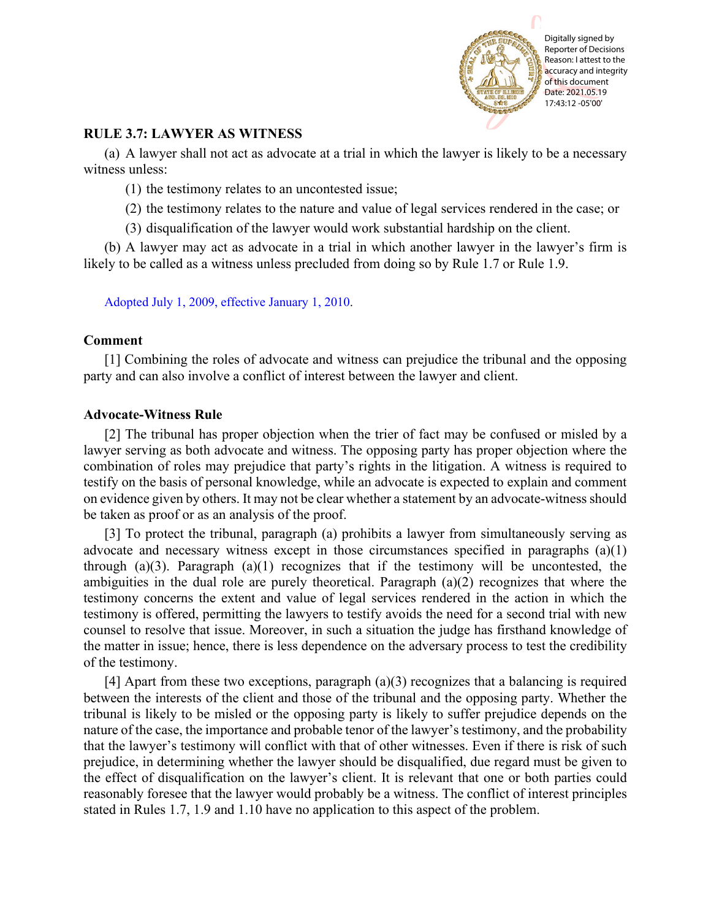## RULE 3.7: LAWYER AS WITNESS

(a) A lawyer shall not act as advocate at a trial in which the lawyer is likely to be a necessary witness unless:

(1) the testimony relates to an uncontested issue;

(2) the testimony relates to the nature and value of legal services rendered in the case; or

(3) disqualification of the lawyer would work substantial hardship on the client.

(b) A lawyer may act as advocate in a trial in which another lawyer in the lawyer's firm is likely to be called as a witness unless precluded from doing so by Rule 1.7 or Rule 1.9.

Adopted July 1, 2009, effective January 1, 2010.

### Comment

[1] Combining the roles of advocate and witness can prejudice the tribunal and the opposing party and can also involve a conflict of interest between the lawyer and client.

### Advocate-Witness Rule

[2] The tribunal has proper objection when the trier of fact may be confused or misled by a lawyer serving as both advocate and witness. The opposing party has proper objection where the combination of roles may prejudice that party's rights in the litigation. A witness is required to testify on the basis of personal knowledge, while an advocate is expected to explain and comment on evidence given by others. It may not be clear whether a statement by an advocate-witness should be taken as proof or as an analysis of the proof.

[3] To protect the tribunal, paragraph (a) prohibits a lawyer from simultaneously serving as advocate and necessary witness except in those circumstances specified in paragraphs (a)(1) through (a)(3). Paragraph (a)(1) recognizes that if the testimony will be uncontested, the ambiguities in the dual role are purely theoretical. Paragraph (a)(2) recognizes that where the testimony concerns the extent and value of legal services rendered in the action in which the testimony is offered, permitting the lawyers to testify avoids the need for a second trial with new counsel to resolve that issue. Moreover, in such a situation the judge has firsthand knowledge of the matter in issue; hence, there is less dependence on the adversary process to test the credibility of the testimony.

[4] Apart from these two exceptions, paragraph (a)(3) recognizes that a balancing is required between the interests of the client and those of the tribunal and the opposing party. Whether the tribunal is likely to be misled or the opposing party is likely to suffer prejudice depends on the nature of the case, the importance and probable tenor of the lawyer's testimony, and the probability that the lawyer's testimony will conflict with that of other witnesses. Even if there is risk of such prejudice, in determining whether the lawyer should be disqualified, due regard must be given to the effect of disqualification on the lawyer's client. It is relevant that one or both parties could reasonably foresee that the lawyer would probably be a witness. The conflict of interest principles stated in Rules 1.7, 1.9 and 1.10 have no application to this aspect of the problem.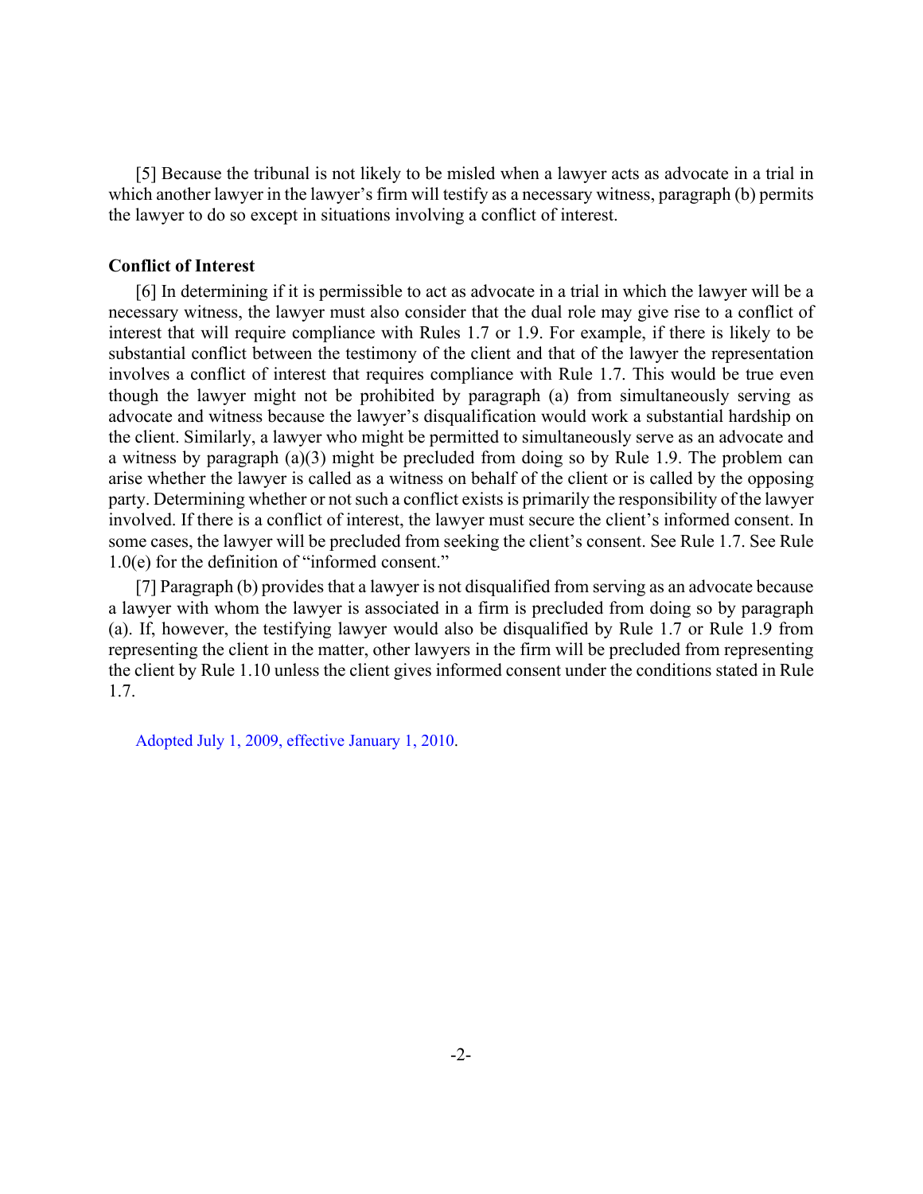[5] Because the tribunal is not likely to be misled when a lawyer acts as advocate in a trial in which another lawyer in the lawyer's firm will testify as a necessary witness, paragraph (b) permits the lawyer to do so except in situations involving a conflict of interest.

**Conflict of Interest**

[6] In determining if it is permissible to act as advocate in a trial in which the lawyer will be a necessary witness, the lawyer must also consider that the dual role may give rise to a conflict of interest that will require compliance with Rules 1.7 or 1.9. For example, if there is likely to be substantial conflict between the testimony of the client and that of the lawyer the representation involves a conflict of interest that requires compliance with Rule 1.7. This would be true even though the lawyer might not be prohibited by paragraph (a) from simultaneously serving as advocate and witness because the lawyer's disqualification would work a substantial hardship on the client. Similarly, a lawyer who might be permitted to simultaneously serve as an advocate and a witness by paragraph (a)(3) might be precluded from doing so by Rule 1.9. The problem can arise whether the lawyer is called as a witness on behalf of the client or is called by the opposing party. Determining whether or not such a conflict exists is primarily the responsibility of the lawyer involved. If there is a conflict of interest, the lawyer must secure the client's informed consent. In some cases, the lawyer will be precluded from seeking the client's consent. See Rule 1.7. See Rule 1.0(e) for the definition of "informed consent."

[7] Paragraph (b) provides that a lawyer is not disqualified from serving as an advocate because a lawyer with whom the lawyer is associated in a firm is precluded from doing so by paragraph (a). If, however, the testifying lawyer would also be disqualified by Rule 1.7 or Rule 1.9 from representing the client in the matter, other lawyers in the firm will be precluded from representing the client by Rule 1.10 unless the client gives informed consent under the conditions stated in Rule 1.7.

Adopted July 1, 2009, effective January 1, 2010.